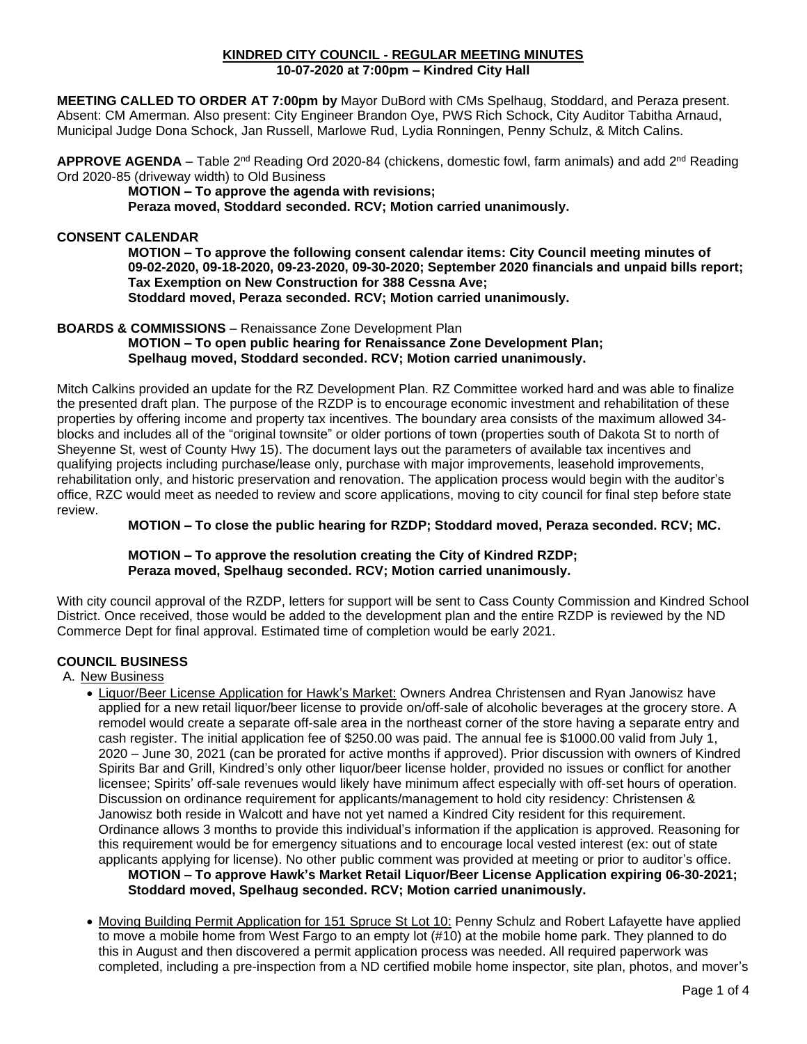# KINDRED CITY COUNCIL - REGULAR MEETING MINUTES

**10-07-2020 at 7:00pm – Kindred City Hall**

**MEETING CALLED TO ORDER AT 7:00pm by** Mayor DuBord with CMs Spelhaug, Stoddard, and Peraza present. Absent: CM Amerman. Also present: City Engineer Brandon Oye, PWS Rich Schock, City Auditor Tabitha Arnaud, Municipal Judge Dona Schock, Jan Russell, Marlowe Rud, Lydia Ronningen, Penny Schulz, & Mitch Calins.

**APPROVE AGENDA** – Table 2nd Reading Ord 2020-84 (chickens, domestic fowl, farm animals) and add 2nd Reading Ord 2020-85 (driveway width) to Old Business

> **MOTION – To approve the agenda with revisions;**
> **Peraza moved, Stoddard seconded. RCV; Motion carried unanimously.**

**CONSENT CALENDAR**

> **MOTION – To approve the following consent calendar items: City Council meeting minutes of 09-02-2020, 09-18-2020, 09-23-2020, 09-30-2020; September 2020 financials and unpaid bills report; Tax Exemption on New Construction for 388 Cessna Ave;**
> **Stoddard moved, Peraza seconded. RCV; Motion carried unanimously.**

**BOARDS & COMMISSIONS** – Renaissance Zone Development Plan

> **MOTION – To open public hearing for Renaissance Zone Development Plan;**
> **Spelhaug moved, Stoddard seconded. RCV; Motion carried unanimously.**

Mitch Calkins provided an update for the RZ Development Plan. RZ Committee worked hard and was able to finalize the presented draft plan. The purpose of the RZDP is to encourage economic investment and rehabilitation of these properties by offering income and property tax incentives. The boundary area consists of the maximum allowed 34-blocks and includes all of the "original townsite" or older portions of town (properties south of Dakota St to north of Sheyenne St, west of County Hwy 15). The document lays out the parameters of available tax incentives and qualifying projects including purchase/lease only, purchase with major improvements, leasehold improvements, rehabilitation only, and historic preservation and renovation. The application process would begin with the auditor's office, RZC would meet as needed to review and score applications, moving to city council for final step before state review.

> **MOTION – To close the public hearing for RZDP; Stoddard moved, Peraza seconded. RCV; MC.**
>
> **MOTION – To approve the resolution creating the City of Kindred RZDP;**
> **Peraza moved, Spelhaug seconded. RCV; Motion carried unanimously.**

With city council approval of the RZDP, letters for support will be sent to Cass County Commission and Kindred School District. Once received, those would be added to the development plan and the entire RZDP is reviewed by the ND Commerce Dept for final approval. Estimated time of completion would be early 2021.

**COUNCIL BUSINESS**

A. New Business

- Liquor/Beer License Application for Hawk's Market: Owners Andrea Christensen and Ryan Janowisz have applied for a new retail liquor/beer license to provide on/off-sale of alcoholic beverages at the grocery store. A remodel would create a separate off-sale area in the northeast corner of the store having a separate entry and cash register. The initial application fee of $250.00 was paid. The annual fee is $1000.00 valid from July 1, 2020 – June 30, 2021 (can be prorated for active months if approved). Prior discussion with owners of Kindred Spirits Bar and Grill, Kindred's only other liquor/beer license holder, provided no issues or conflict for another licensee; Spirits' off-sale revenues would likely have minimum affect especially with off-set hours of operation. Discussion on ordinance requirement for applicants/management to hold city residency: Christensen & Janowisz both reside in Walcott and have not yet named a Kindred City resident for this requirement. Ordinance allows 3 months to provide this individual's information if the application is approved. Reasoning for this requirement would be for emergency situations and to encourage local vested interest (ex: out of state applicants applying for license). No other public comment was provided at meeting or prior to auditor's office.

  **MOTION – To approve Hawk's Market Retail Liquor/Beer License Application expiring 06-30-2021;**
  **Stoddard moved, Spelhaug seconded. RCV; Motion carried unanimously.**

- Moving Building Permit Application for 151 Spruce St Lot 10: Penny Schulz and Robert Lafayette have applied to move a mobile home from West Fargo to an empty lot (#10) at the mobile home park. They planned to do this in August and then discovered a permit application process was needed. All required paperwork was completed, including a pre-inspection from a ND certified mobile home inspector, site plan, photos, and mover's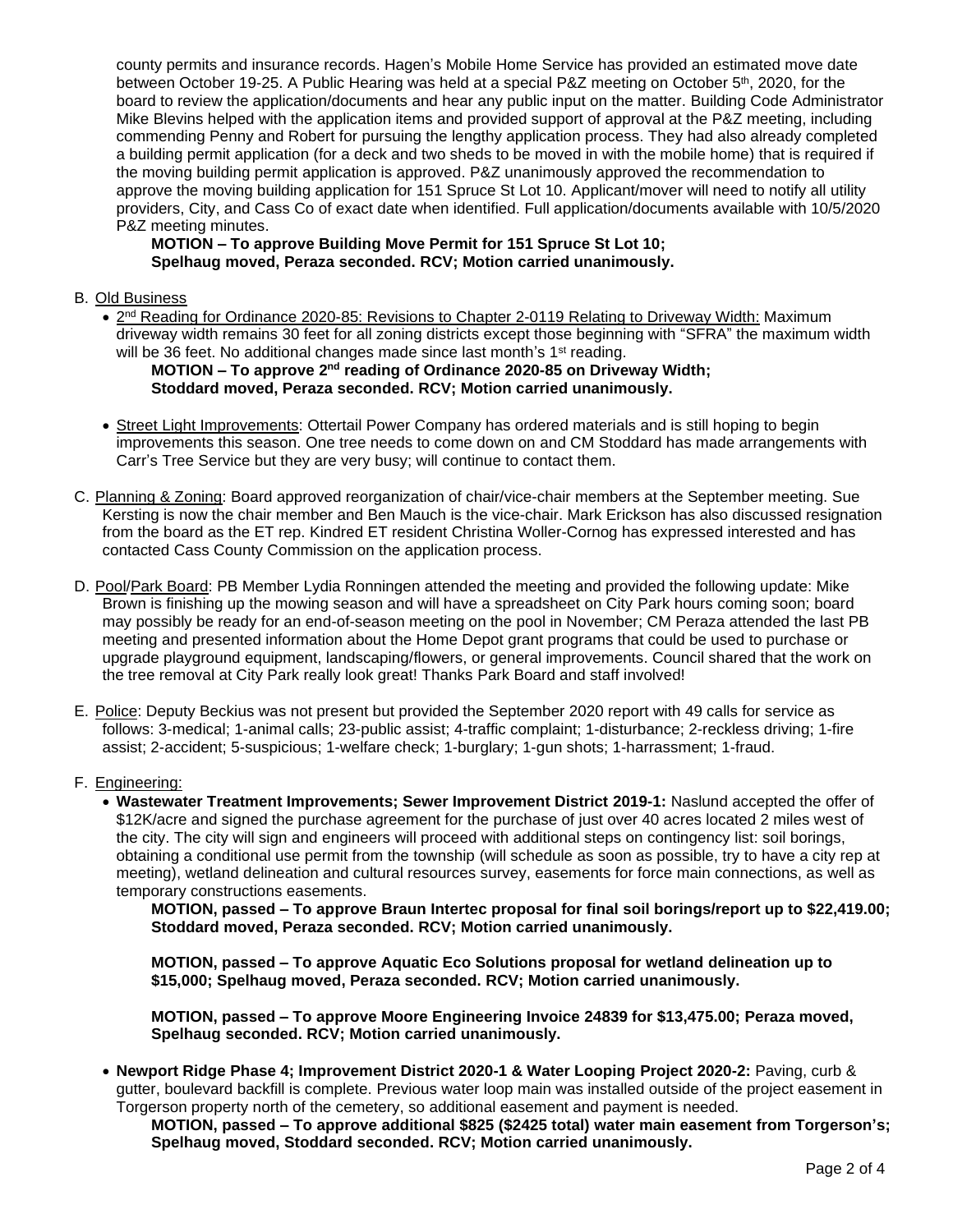county permits and insurance records. Hagen's Mobile Home Service has provided an estimated move date between October 19-25. A Public Hearing was held at a special P&Z meeting on October 5th, 2020, for the board to review the application/documents and hear any public input on the matter. Building Code Administrator Mike Blevins helped with the application items and provided support of approval at the P&Z meeting, including commending Penny and Robert for pursuing the lengthy application process. They had also already completed a building permit application (for a deck and two sheds to be moved in with the mobile home) that is required if the moving building permit application is approved. P&Z unanimously approved the recommendation to approve the moving building application for 151 Spruce St Lot 10. Applicant/mover will need to notify all utility providers, City, and Cass Co of exact date when identified. Full application/documents available with 10/5/2020 P&Z meeting minutes.

**MOTION – To approve Building Move Permit for 151 Spruce St Lot 10; Spelhaug moved, Peraza seconded. RCV; Motion carried unanimously.**

B. Old Business

- 2nd Reading for Ordinance 2020-85: Revisions to Chapter 2-0119 Relating to Driveway Width: Maximum driveway width remains 30 feet for all zoning districts except those beginning with "SFRA" the maximum width will be 36 feet. No additional changes made since last month's 1st reading.

  **MOTION – To approve 2nd reading of Ordinance 2020-85 on Driveway Width; Stoddard moved, Peraza seconded. RCV; Motion carried unanimously.**

- Street Light Improvements: Ottertail Power Company has ordered materials and is still hoping to begin improvements this season. One tree needs to come down on and CM Stoddard has made arrangements with Carr's Tree Service but they are very busy; will continue to contact them.

C. Planning & Zoning: Board approved reorganization of chair/vice-chair members at the September meeting. Sue Kersting is now the chair member and Ben Mauch is the vice-chair. Mark Erickson has also discussed resignation from the board as the ET rep. Kindred ET resident Christina Woller-Cornog has expressed interested and has contacted Cass County Commission on the application process.

D. Pool/Park Board: PB Member Lydia Ronningen attended the meeting and provided the following update: Mike Brown is finishing up the mowing season and will have a spreadsheet on City Park hours coming soon; board may possibly be ready for an end-of-season meeting on the pool in November; CM Peraza attended the last PB meeting and presented information about the Home Depot grant programs that could be used to purchase or upgrade playground equipment, landscaping/flowers, or general improvements. Council shared that the work on the tree removal at City Park really look great! Thanks Park Board and staff involved!

E. Police: Deputy Beckius was not present but provided the September 2020 report with 49 calls for service as follows: 3-medical; 1-animal calls; 23-public assist; 4-traffic complaint; 1-disturbance; 2-reckless driving; 1-fire assist; 2-accident; 5-suspicious; 1-welfare check; 1-burglary; 1-gun shots; 1-harrassment; 1-fraud.

F. Engineering:

- **Wastewater Treatment Improvements; Sewer Improvement District 2019-1:** Naslund accepted the offer of $12K/acre and signed the purchase agreement for the purchase of just over 40 acres located 2 miles west of the city. The city will sign and engineers will proceed with additional steps on contingency list: soil borings, obtaining a conditional use permit from the township (will schedule as soon as possible, try to have a city rep at meeting), wetland delineation and cultural resources survey, easements for force main connections, as well as temporary constructions easements.

  **MOTION, passed – To approve Braun Intertec proposal for final soil borings/report up to $22,419.00; Stoddard moved, Peraza seconded. RCV; Motion carried unanimously.**

  **MOTION, passed – To approve Aquatic Eco Solutions proposal for wetland delineation up to $15,000; Spelhaug moved, Peraza seconded. RCV; Motion carried unanimously.**

  **MOTION, passed – To approve Moore Engineering Invoice 24839 for $13,475.00; Peraza moved, Spelhaug seconded. RCV; Motion carried unanimously.**

- **Newport Ridge Phase 4; Improvement District 2020-1 & Water Looping Project 2020-2:** Paving, curb & gutter, boulevard backfill is complete. Previous water loop main was installed outside of the project easement in Torgerson property north of the cemetery, so additional easement and payment is needed.

  **MOTION, passed – To approve additional $825 ($2425 total) water main easement from Torgerson's; Spelhaug moved, Stoddard seconded. RCV; Motion carried unanimously.**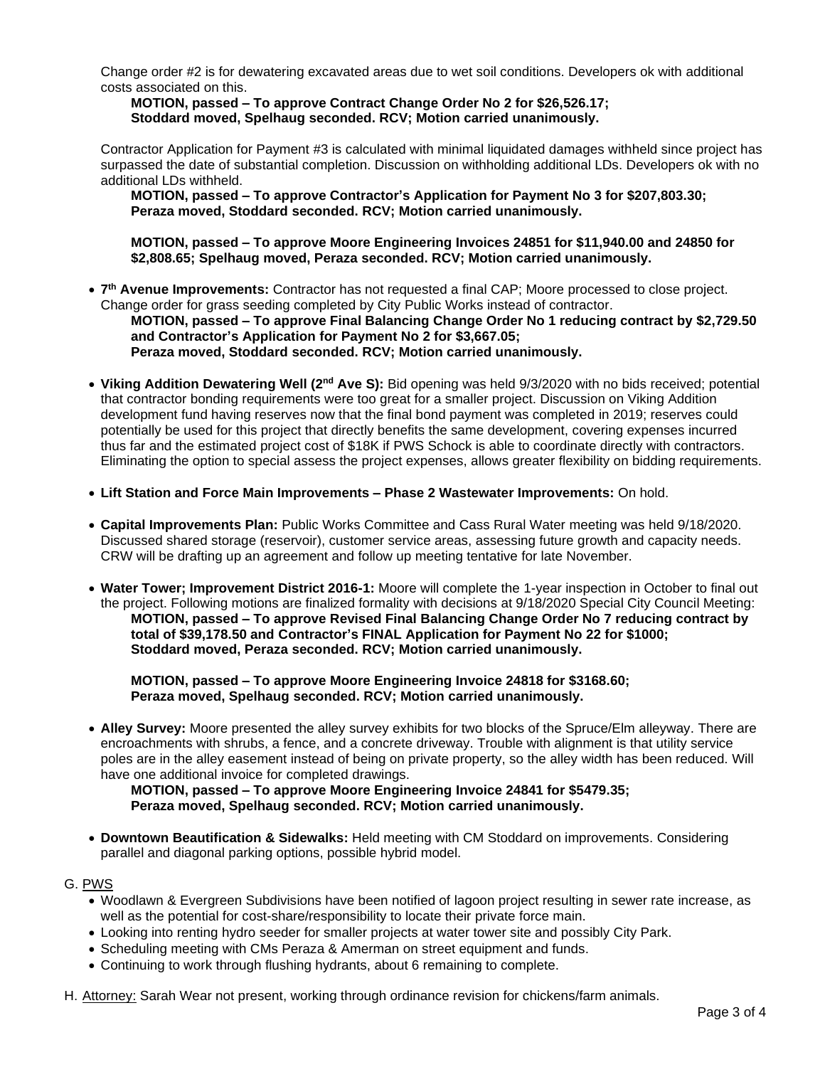Change order #2 is for dewatering excavated areas due to wet soil conditions. Developers ok with additional costs associated on this.

**MOTION, passed – To approve Contract Change Order No 2 for $26,526.17; Stoddard moved, Spelhaug seconded. RCV; Motion carried unanimously.**

Contractor Application for Payment #3 is calculated with minimal liquidated damages withheld since project has surpassed the date of substantial completion. Discussion on withholding additional LDs. Developers ok with no additional LDs withheld.

**MOTION, passed – To approve Contractor's Application for Payment No 3 for $207,803.30; Peraza moved, Stoddard seconded. RCV; Motion carried unanimously.**

**MOTION, passed – To approve Moore Engineering Invoices 24851 for $11,940.00 and 24850 for $2,808.65; Spelhaug moved, Peraza seconded. RCV; Motion carried unanimously.**

- **7th Avenue Improvements:** Contractor has not requested a final CAP; Moore processed to close project. Change order for grass seeding completed by City Public Works instead of contractor.
  **MOTION, passed – To approve Final Balancing Change Order No 1 reducing contract by $2,729.50 and Contractor's Application for Payment No 2 for $3,667.05; Peraza moved, Stoddard seconded. RCV; Motion carried unanimously.**

- **Viking Addition Dewatering Well (2nd Ave S):** Bid opening was held 9/3/2020 with no bids received; potential that contractor bonding requirements were too great for a smaller project. Discussion on Viking Addition development fund having reserves now that the final bond payment was completed in 2019; reserves could potentially be used for this project that directly benefits the same development, covering expenses incurred thus far and the estimated project cost of $18K if PWS Schock is able to coordinate directly with contractors. Eliminating the option to special assess the project expenses, allows greater flexibility on bidding requirements.

- **Lift Station and Force Main Improvements – Phase 2 Wastewater Improvements:** On hold.

- **Capital Improvements Plan:** Public Works Committee and Cass Rural Water meeting was held 9/18/2020. Discussed shared storage (reservoir), customer service areas, assessing future growth and capacity needs. CRW will be drafting up an agreement and follow up meeting tentative for late November.

- **Water Tower; Improvement District 2016-1:** Moore will complete the 1-year inspection in October to final out the project. Following motions are finalized formality with decisions at 9/18/2020 Special City Council Meeting:
  **MOTION, passed – To approve Revised Final Balancing Change Order No 7 reducing contract by total of $39,178.50 and Contractor's FINAL Application for Payment No 22 for $1000; Stoddard moved, Peraza seconded. RCV; Motion carried unanimously.**

  **MOTION, passed – To approve Moore Engineering Invoice 24818 for $3168.60; Peraza moved, Spelhaug seconded. RCV; Motion carried unanimously.**

- **Alley Survey:** Moore presented the alley survey exhibits for two blocks of the Spruce/Elm alleyway. There are encroachments with shrubs, a fence, and a concrete driveway. Trouble with alignment is that utility service poles are in the alley easement instead of being on private property, so the alley width has been reduced. Will have one additional invoice for completed drawings.
  **MOTION, passed – To approve Moore Engineering Invoice 24841 for $5479.35; Peraza moved, Spelhaug seconded. RCV; Motion carried unanimously.**

- **Downtown Beautification & Sidewalks:** Held meeting with CM Stoddard on improvements. Considering parallel and diagonal parking options, possible hybrid model.

G. PWS

- Woodlawn & Evergreen Subdivisions have been notified of lagoon project resulting in sewer rate increase, as well as the potential for cost-share/responsibility to locate their private force main.
- Looking into renting hydro seeder for smaller projects at water tower site and possibly City Park.
- Scheduling meeting with CMs Peraza & Amerman on street equipment and funds.
- Continuing to work through flushing hydrants, about 6 remaining to complete.

H. Attorney: Sarah Wear not present, working through ordinance revision for chickens/farm animals.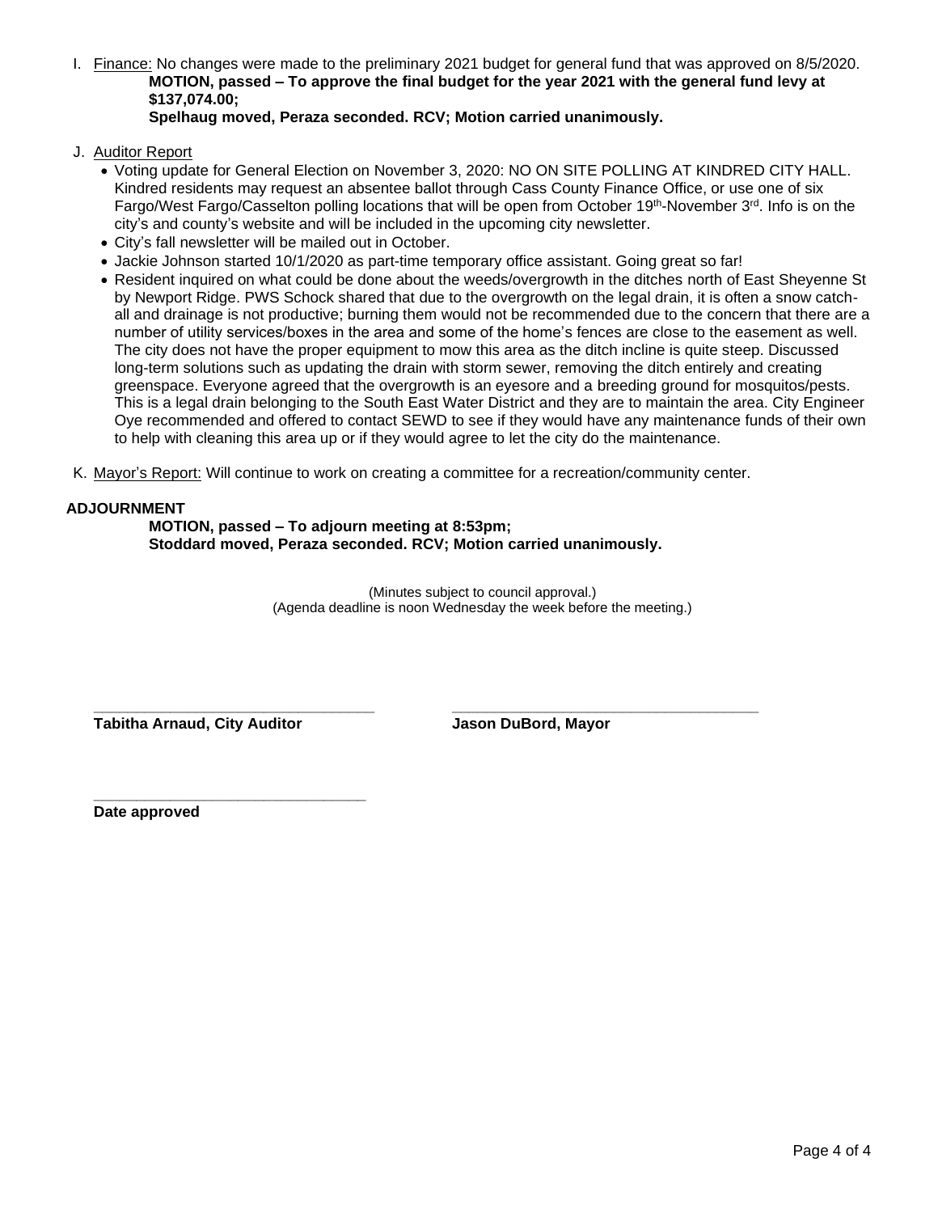I. Finance: No changes were made to the preliminary 2021 budget for general fund that was approved on 8/5/2020.

**MOTION, passed – To approve the final budget for the year 2021 with the general fund levy at $137,074.00;**
**Spelhaug moved, Peraza seconded. RCV; Motion carried unanimously.**

J. Auditor Report

- Voting update for General Election on November 3, 2020: NO ON SITE POLLING AT KINDRED CITY HALL. Kindred residents may request an absentee ballot through Cass County Finance Office, or use one of six Fargo/West Fargo/Casselton polling locations that will be open from October 19th-November 3rd. Info is on the city's and county's website and will be included in the upcoming city newsletter.
- City's fall newsletter will be mailed out in October.
- Jackie Johnson started 10/1/2020 as part-time temporary office assistant. Going great so far!
- Resident inquired on what could be done about the weeds/overgrowth in the ditches north of East Sheyenne St by Newport Ridge. PWS Schock shared that due to the overgrowth on the legal drain, it is often a snow catch-all and drainage is not productive; burning them would not be recommended due to the concern that there are a number of utility services/boxes in the area and some of the home's fences are close to the easement as well. The city does not have the proper equipment to mow this area as the ditch incline is quite steep. Discussed long-term solutions such as updating the drain with storm sewer, removing the ditch entirely and creating greenspace. Everyone agreed that the overgrowth is an eyesore and a breeding ground for mosquitos/pests. This is a legal drain belonging to the South East Water District and they are to maintain the area. City Engineer Oye recommended and offered to contact SEWD to see if they would have any maintenance funds of their own to help with cleaning this area up or if they would agree to let the city do the maintenance.

K. Mayor's Report: Will continue to work on creating a committee for a recreation/community center.

**ADJOURNMENT**

**MOTION, passed – To adjourn meeting at 8:53pm;**
**Stoddard moved, Peraza seconded. RCV; Motion carried unanimously.**

(Minutes subject to council approval.)
(Agenda deadline is noon Wednesday the week before the meeting.)

\_\_\_\_\_\_\_\_\_\_\_\_\_\_\_\_\_\_\_\_\_\_\_\_\_\_\_\_\_\_\_\_
**Tabitha Arnaud, City Auditor**

\_\_\_\_\_\_\_\_\_\_\_\_\_\_\_\_\_\_\_\_\_\_\_\_\_\_\_\_\_\_\_\_
**Jason DuBord, Mayor**

\_\_\_\_\_\_\_\_\_\_\_\_\_\_\_\_\_\_\_\_\_\_\_\_\_\_\_\_\_\_\_\_
**Date approved**